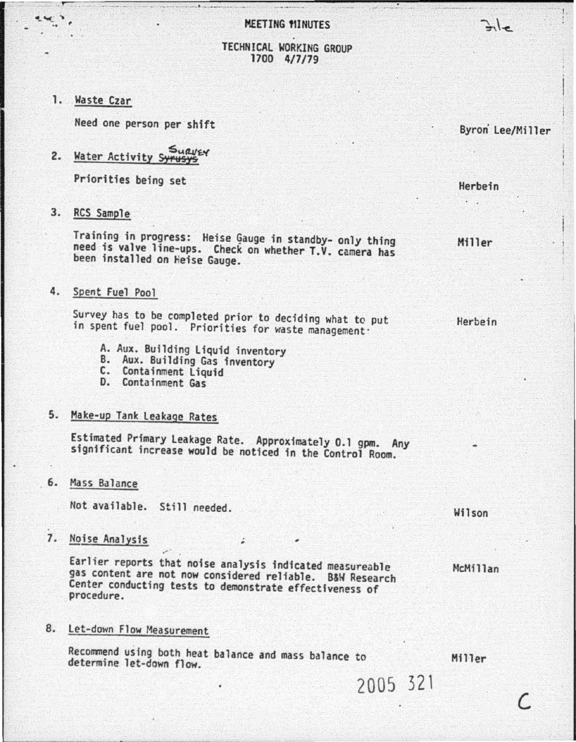File

# MEETING MINUTES

## TECHNICAL WORKING GROUP
1700 4/7/79

1. Waste Czar

   Need one person per shift — Byron Lee/Miller

2. Water Activity ~~Syrusys~~ Survey

   Priorities being set — Herbein

3. RCS Sample

   Training in progress: Heise Gauge in standby- only thing need is valve line-ups. Check on whether T.V. camera has been installed on Heise Gauge. — Miller

4. Spent Fuel Pool

   Survey has to be completed prior to deciding what to put in spent fuel pool. Priorities for waste management: — Herbein

   A. Aux. Building Liquid inventory
   B. Aux. Building Gas inventory
   C. Containment Liquid
   D. Containment Gas

5. Make-up Tank Leakage Rates

   Estimated Primary Leakage Rate. Approximately 0.1 gpm. Any significant increase would be noticed in the Control Room. — -

6. Mass Balance

   Not available. Still needed. — Wilson

7. Noise Analysis

   Earlier reports that noise analysis indicated measureable gas content are not now considered reliable. B&W Research Center conducting tests to demonstrate effectiveness of procedure. — McMillan

8. Let-down Flow Measurement

   Recommend using both heat balance and mass balance to determine let-down flow. — Miller

2005 321

C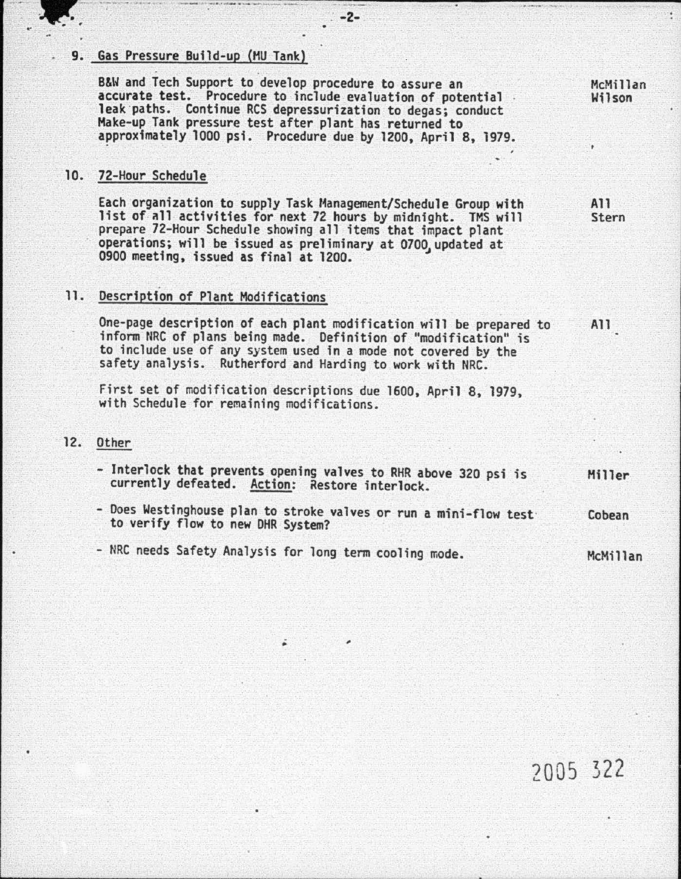9. Gas Pressure Build-up (MU Tank)

   B&W and Tech Support to develop procedure to assure an accurate test. Procedure to include evaluation of potential leak paths. Continue RCS depressurization to degas; conduct Make-up Tank pressure test after plant has returned to approximately 1000 psi. Procedure due by 1200, April 8, 1979. — McMillan, Wilson

10. 72-Hour Schedule

    Each organization to supply Task Management/Schedule Group with list of all activities for next 72 hours by midnight. TMS will prepare 72-Hour Schedule showing all items that impact plant operations; will be issued as preliminary at 0700, updated at 0900 meeting, issued as final at 1200. — All, Stern

11. Description of Plant Modifications

    One-page description of each plant modification will be prepared to inform NRC of plans being made. Definition of "modification" is to include use of any system used in a mode not covered by the safety analysis. Rutherford and Harding to work with NRC. — All

    First set of modification descriptions due 1600, April 8, 1979, with Schedule for remaining modifications.

12. Other

    - Interlock that prevents opening valves to RHR above 320 psi is currently defeated. Action: Restore interlock. — Miller
    - Does Westinghouse plan to stroke valves or run a mini-flow test to verify flow to new DHR System? — Cobean
    - NRC needs Safety Analysis for long term cooling mode. — McMillan

2005 322